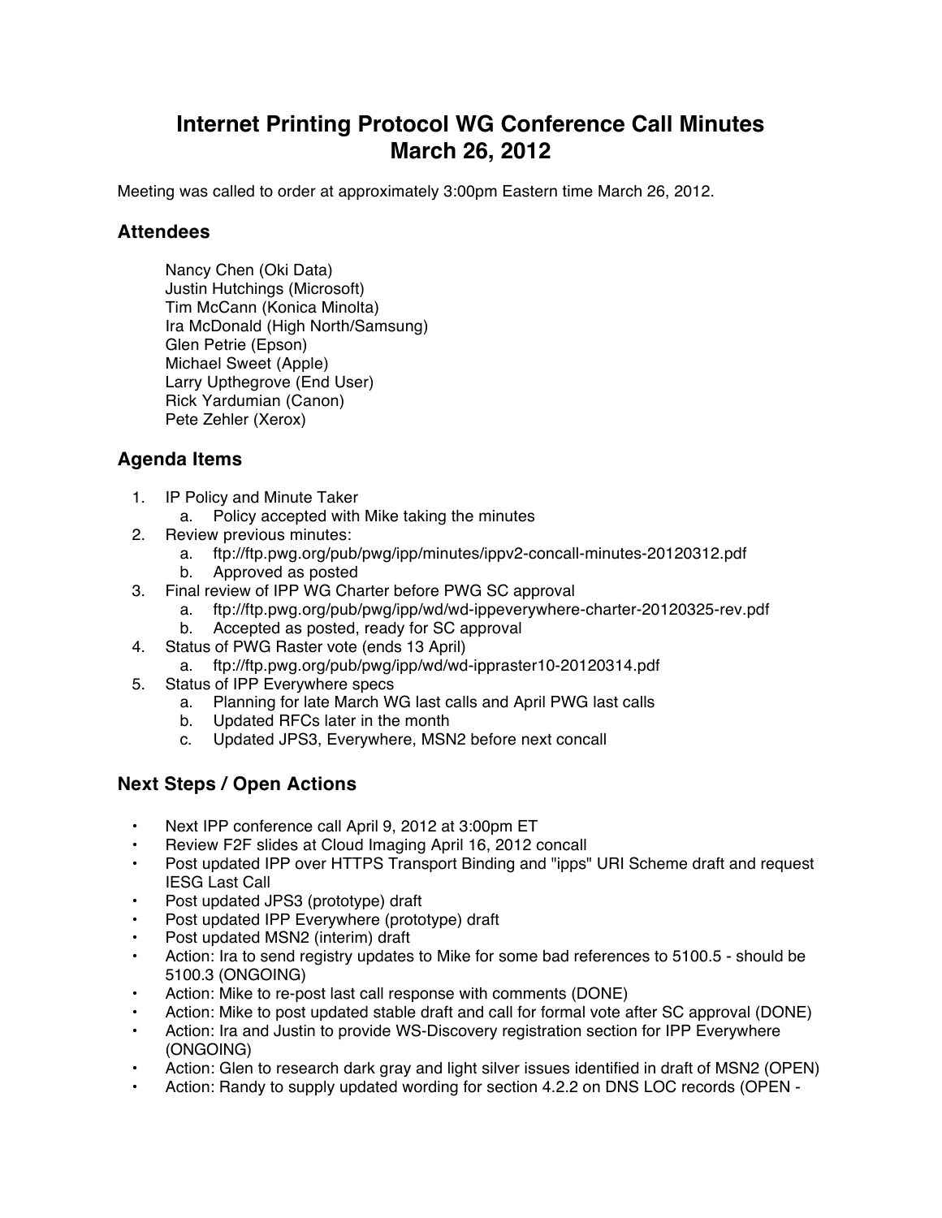# Internet Printing Protocol WG Conference Call Minutes
# March 26, 2012

Meeting was called to order at approximately 3:00pm Eastern time March 26, 2012.

## Attendees

Nancy Chen (Oki Data)
Justin Hutchings (Microsoft)
Tim McCann (Konica Minolta)
Ira McDonald (High North/Samsung)
Glen Petrie (Epson)
Michael Sweet (Apple)
Larry Upthegrove (End User)
Rick Yardumian (Canon)
Pete Zehler (Xerox)

## Agenda Items

1. IP Policy and Minute Taker
   a. Policy accepted with Mike taking the minutes
2. Review previous minutes:
   a. ftp://ftp.pwg.org/pub/pwg/ipp/minutes/ippv2-concall-minutes-20120312.pdf
   b. Approved as posted
3. Final review of IPP WG Charter before PWG SC approval
   a. ftp://ftp.pwg.org/pub/pwg/ipp/wd/wd-ippeverywhere-charter-20120325-rev.pdf
   b. Accepted as posted, ready for SC approval
4. Status of PWG Raster vote (ends 13 April)
   a. ftp://ftp.pwg.org/pub/pwg/ipp/wd/wd-ippraster10-20120314.pdf
5. Status of IPP Everywhere specs
   a. Planning for late March WG last calls and April PWG last calls
   b. Updated RFCs later in the month
   c. Updated JPS3, Everywhere, MSN2 before next concall

## Next Steps / Open Actions

- Next IPP conference call April 9, 2012 at 3:00pm ET
- Review F2F slides at Cloud Imaging April 16, 2012 concall
- Post updated IPP over HTTPS Transport Binding and "ipps" URI Scheme draft and request IESG Last Call
- Post updated JPS3 (prototype) draft
- Post updated IPP Everywhere (prototype) draft
- Post updated MSN2 (interim) draft
- Action: Ira to send registry updates to Mike for some bad references to 5100.5 - should be 5100.3 (ONGOING)
- Action: Mike to re-post last call response with comments (DONE)
- Action: Mike to post updated stable draft and call for formal vote after SC approval (DONE)
- Action: Ira and Justin to provide WS-Discovery registration section for IPP Everywhere (ONGOING)
- Action: Glen to research dark gray and light silver issues identified in draft of MSN2 (OPEN)
- Action: Randy to supply updated wording for section 4.2.2 on DNS LOC records (OPEN -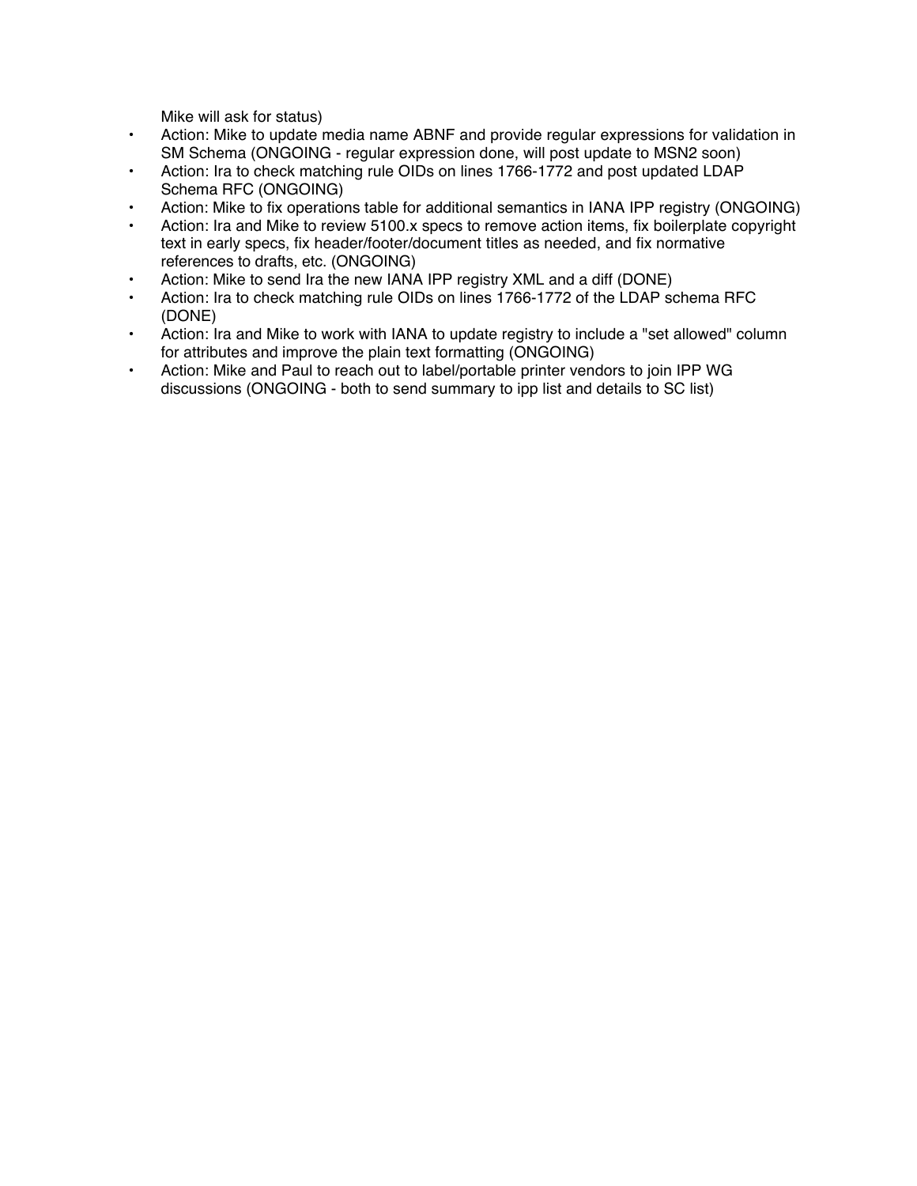Mike will ask for status)

- Action: Mike to update media name ABNF and provide regular expressions for validation in SM Schema (ONGOING - regular expression done, will post update to MSN2 soon)
- Action: Ira to check matching rule OIDs on lines 1766-1772 and post updated LDAP Schema RFC (ONGOING)
- Action: Mike to fix operations table for additional semantics in IANA IPP registry (ONGOING)
- Action: Ira and Mike to review 5100.x specs to remove action items, fix boilerplate copyright text in early specs, fix header/footer/document titles as needed, and fix normative references to drafts, etc. (ONGOING)
- Action: Mike to send Ira the new IANA IPP registry XML and a diff (DONE)
- Action: Ira to check matching rule OIDs on lines 1766-1772 of the LDAP schema RFC (DONE)
- Action: Ira and Mike to work with IANA to update registry to include a "set allowed" column for attributes and improve the plain text formatting (ONGOING)
- Action: Mike and Paul to reach out to label/portable printer vendors to join IPP WG discussions (ONGOING - both to send summary to ipp list and details to SC list)